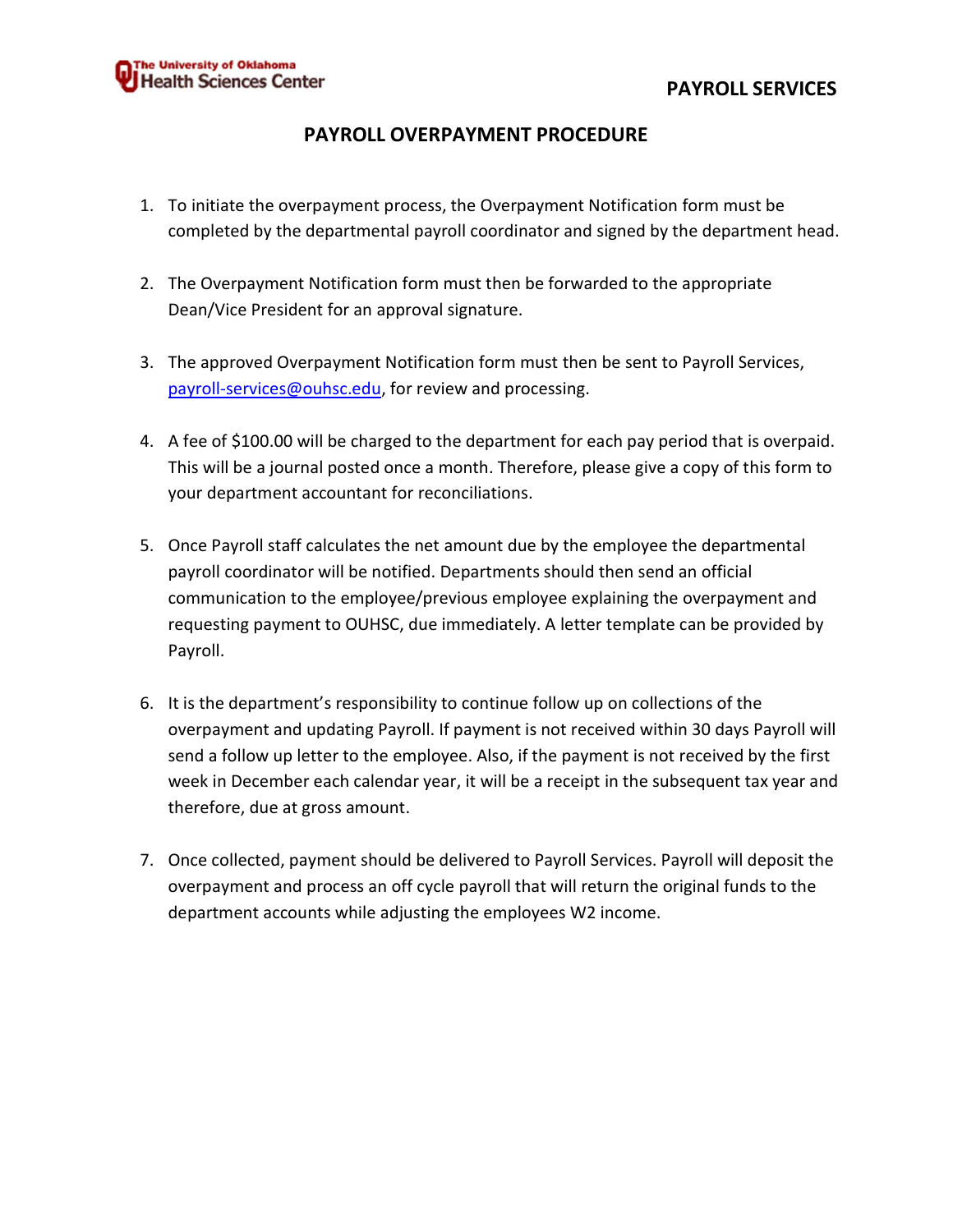The University of Oklahoma Health Sciences Center

PAYROLL SERVICES

# PAYROLL OVERPAYMENT PROCEDURE

1. To initiate the overpayment process, the Overpayment Notification form must be completed by the departmental payroll coordinator and signed by the department head.

2. The Overpayment Notification form must then be forwarded to the appropriate Dean/Vice President for an approval signature.

3. The approved Overpayment Notification form must then be sent to Payroll Services, payroll-services@ouhsc.edu, for review and processing.

4. A fee of $100.00 will be charged to the department for each pay period that is overpaid. This will be a journal posted once a month. Therefore, please give a copy of this form to your department accountant for reconciliations.

5. Once Payroll staff calculates the net amount due by the employee the departmental payroll coordinator will be notified. Departments should then send an official communication to the employee/previous employee explaining the overpayment and requesting payment to OUHSC, due immediately. A letter template can be provided by Payroll.

6. It is the department's responsibility to continue follow up on collections of the overpayment and updating Payroll. If payment is not received within 30 days Payroll will send a follow up letter to the employee. Also, if the payment is not received by the first week in December each calendar year, it will be a receipt in the subsequent tax year and therefore, due at gross amount.

7. Once collected, payment should be delivered to Payroll Services. Payroll will deposit the overpayment and process an off cycle payroll that will return the original funds to the department accounts while adjusting the employees W2 income.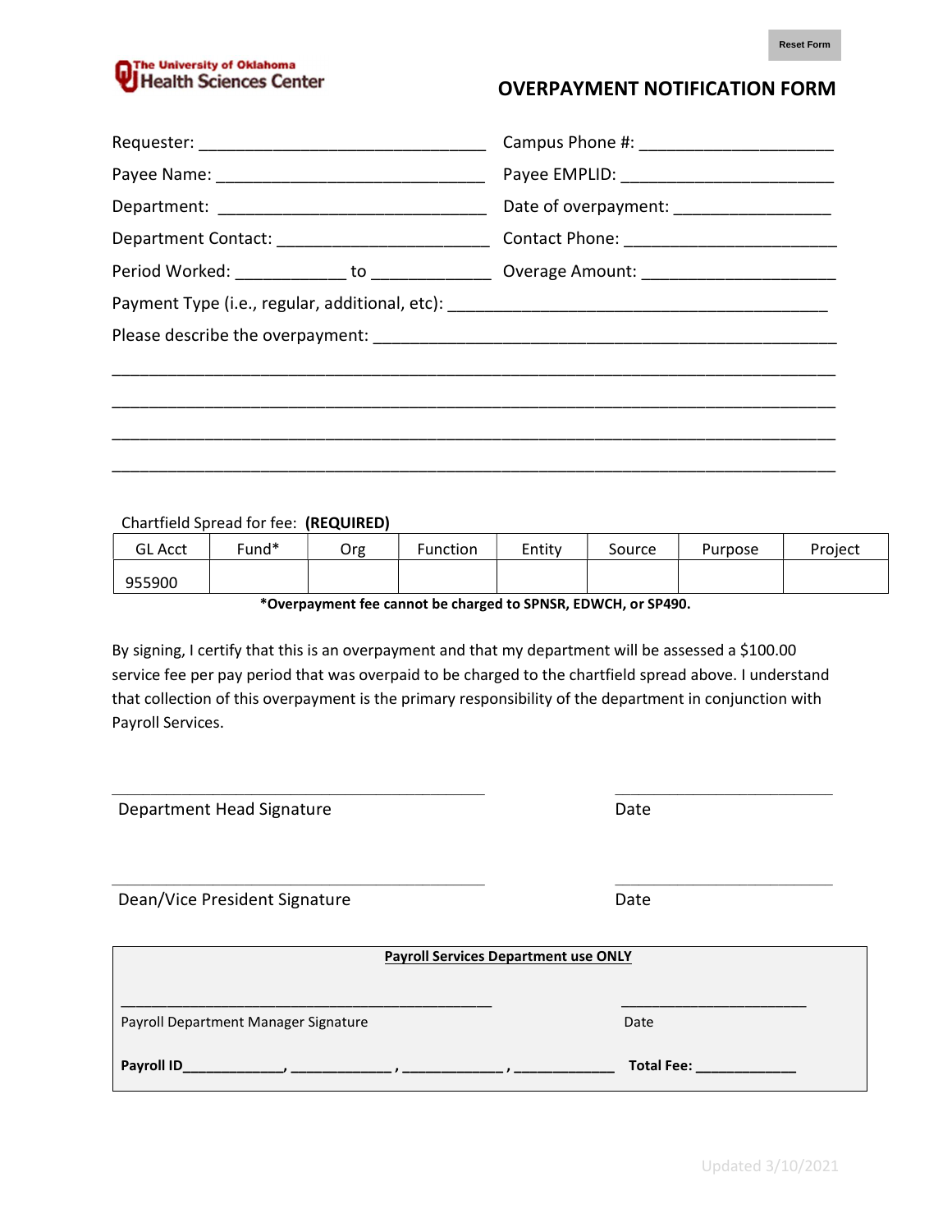Reset Form

The University of Oklahoma Health Sciences Center

# OVERPAYMENT NOTIFICATION FORM

Requester: ______________________________ Campus Phone #: ____________________

Payee Name: ____________________________ Payee EMPLID: ______________________

Department: _____________________________ Date of overpayment: ________________

Department Contact: ______________________ Contact Phone: _____________________

Period Worked: ___________ to ____________ Overage Amount: ____________________

Payment Type (i.e., regular, additional, etc): ________________________________________

Please describe the overpayment: _______________________________________________

________________________________________________________________________

________________________________________________________________________

________________________________________________________________________

________________________________________________________________________

Chartfield Spread for fee: **(REQUIRED)**

| GL Acct | Fund* | Org | Function | Entity | Source | Purpose | Project |
|---|---|---|---|---|---|---|---|
| 955900 | | | | | | | |

**\*Overpayment fee cannot be charged to SPNSR, EDWCH, or SP490.**

By signing, I certify that this is an overpayment and that my department will be assessed a $100.00 service fee per pay period that was overpaid to be charged to the chartfield spread above. I understand that collection of this overpayment is the primary responsibility of the department in conjunction with Payroll Services.

______________________________ ______________________

Department Head Signature Date

______________________________ ______________________

Dean/Vice President Signature Date

**Payroll Services Department use ONLY**

______________________________ ______________________

Payroll Department Manager Signature Date

**Payroll ID____________, ____________ , ____________ , ____________ Total Fee: ____________**

Updated 3/10/2021